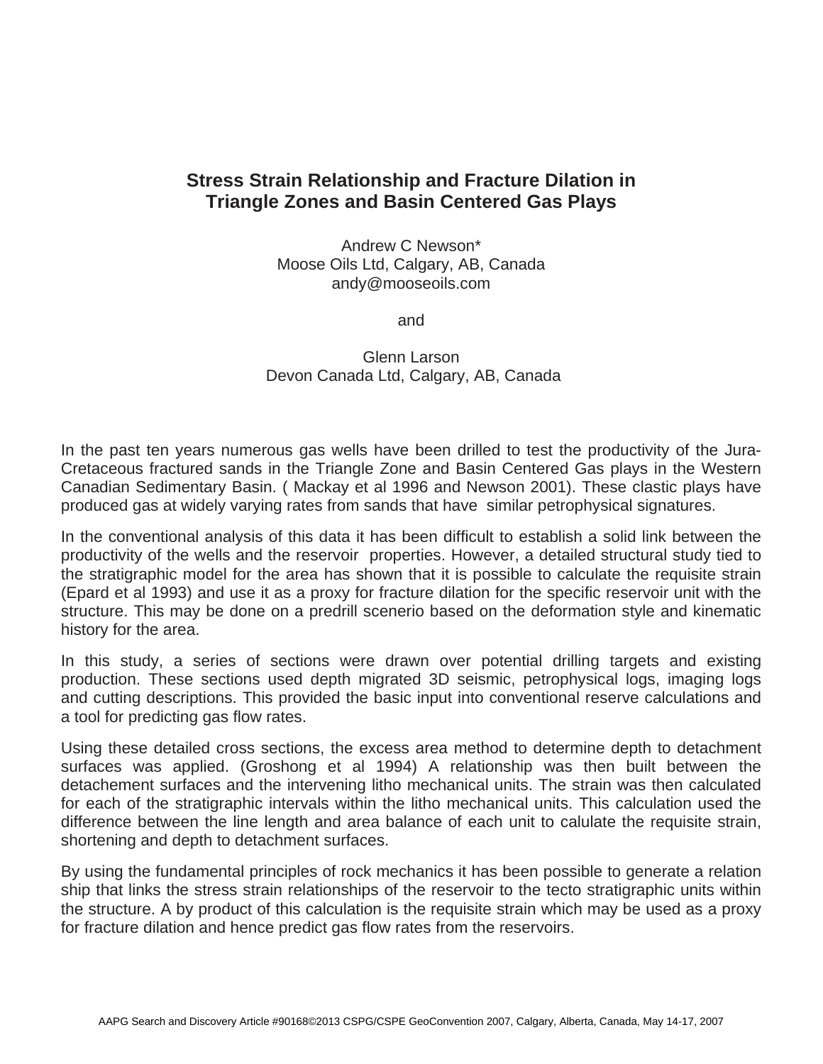# Stress Strain Relationship and Fracture Dilation in Triangle Zones and Basin Centered Gas Plays

Andrew C Newson*
Moose Oils Ltd, Calgary, AB, Canada
andy@mooseoils.com

and

Glenn Larson
Devon Canada Ltd, Calgary, AB, Canada

In the past ten years numerous gas wells have been drilled to test the productivity of the Jura-Cretaceous fractured sands in the Triangle Zone and Basin Centered Gas plays in the Western Canadian Sedimentary Basin. ( Mackay et al 1996 and Newson 2001). These clastic plays have produced gas at widely varying rates from sands that have similar petrophysical signatures.

In the conventional analysis of this data it has been difficult to establish a solid link between the productivity of the wells and the reservoir properties. However, a detailed structural study tied to the stratigraphic model for the area has shown that it is possible to calculate the requisite strain (Epard et al 1993) and use it as a proxy for fracture dilation for the specific reservoir unit with the structure. This may be done on a predrill scenerio based on the deformation style and kinematic history for the area.

In this study, a series of sections were drawn over potential drilling targets and existing production. These sections used depth migrated 3D seismic, petrophysical logs, imaging logs and cutting descriptions. This provided the basic input into conventional reserve calculations and a tool for predicting gas flow rates.

Using these detailed cross sections, the excess area method to determine depth to detachment surfaces was applied. (Groshong et al 1994) A relationship was then built between the detachement surfaces and the intervening litho mechanical units. The strain was then calculated for each of the stratigraphic intervals within the litho mechanical units. This calculation used the difference between the line length and area balance of each unit to calulate the requisite strain, shortening and depth to detachment surfaces.

By using the fundamental principles of rock mechanics it has been possible to generate a relation ship that links the stress strain relationships of the reservoir to the tecto stratigraphic units within the structure. A by product of this calculation is the requisite strain which may be used as a proxy for fracture dilation and hence predict gas flow rates from the reservoirs.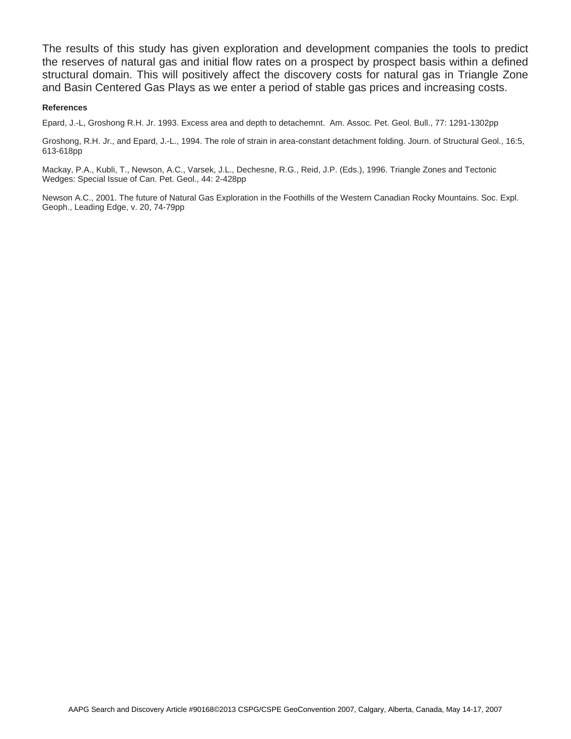The results of this study has given exploration and development companies the tools to predict the reserves of natural gas and initial flow rates on a prospect by prospect basis within a defined structural domain. This will positively affect the discovery costs for natural gas in Triangle Zone and Basin Centered Gas Plays as we enter a period of stable gas prices and increasing costs.

**References**

Epard, J.-L, Groshong R.H. Jr. 1993. Excess area and depth to detachemnt. Am. Assoc. Pet. Geol. Bull., 77: 1291-1302pp

Groshong, R.H. Jr., and Epard, J.-L., 1994. The role of strain in area-constant detachment folding. Journ. of Structural Geol., 16:5, 613-618pp

Mackay, P.A., Kubli, T., Newson, A.C., Varsek, J.L., Dechesne, R.G., Reid, J.P. (Eds.), 1996. Triangle Zones and Tectonic Wedges: Special Issue of Can. Pet. Geol., 44: 2-428pp

Newson A.C., 2001. The future of Natural Gas Exploration in the Foothills of the Western Canadian Rocky Mountains. Soc. Expl. Geoph., Leading Edge, v. 20, 74-79pp